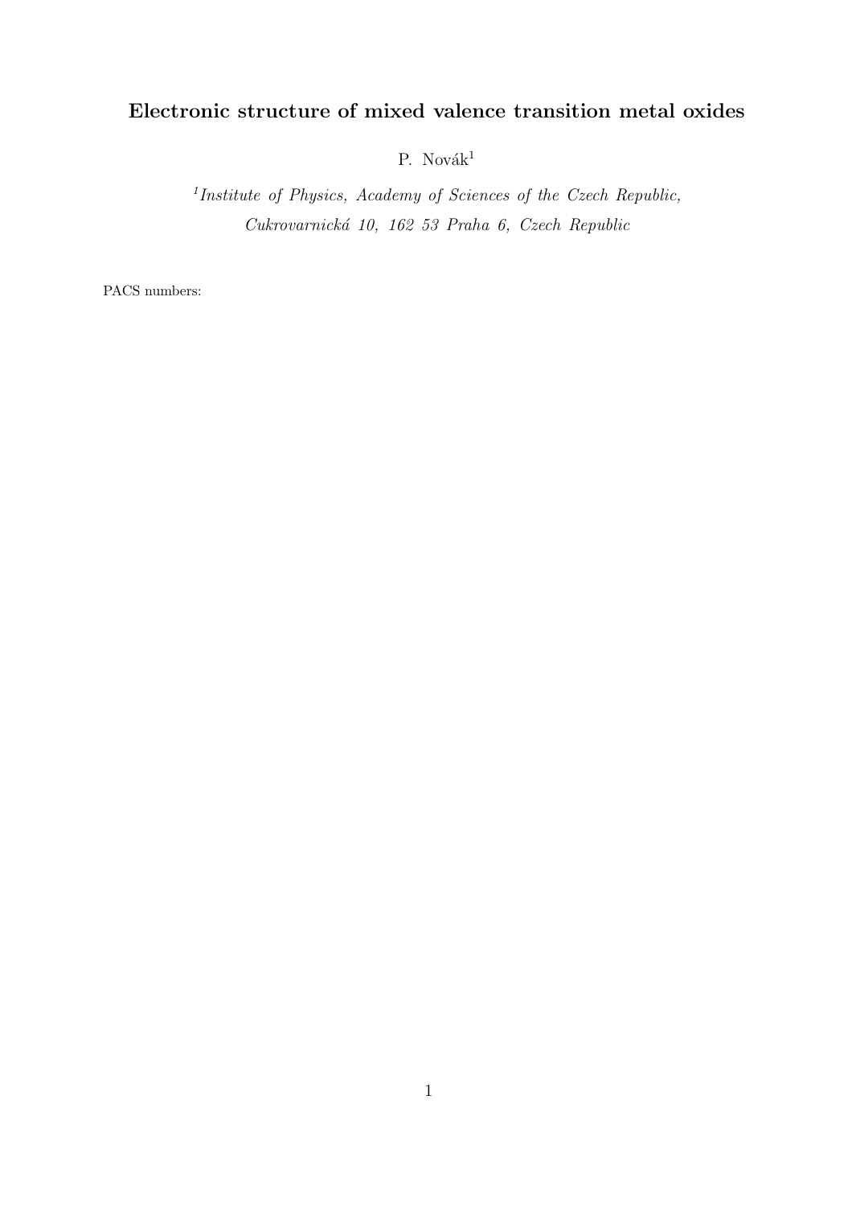# Electronic structure of mixed valence transition metal oxides

P. Novák[1]

[1] *Institute of Physics, Academy of Sciences of the Czech Republic, Cukrovarnická 10, 162 53 Praha 6, Czech Republic*

PACS numbers: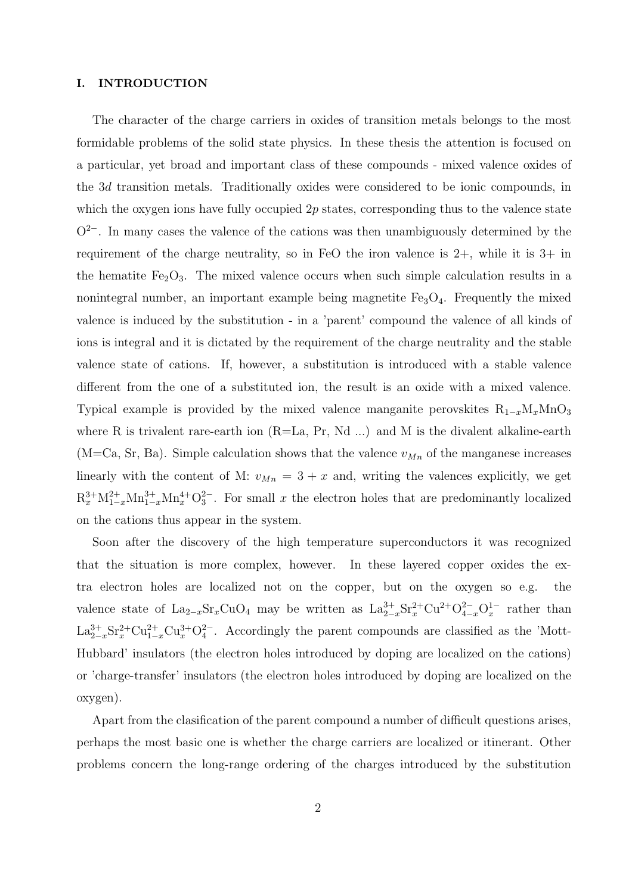## I. INTRODUCTION

The character of the charge carriers in oxides of transition metals belongs to the most formidable problems of the solid state physics. In these thesis the attention is focused on a particular, yet broad and important class of these compounds - mixed valence oxides of the $3d$ transition metals. Traditionally oxides were considered to be ionic compounds, in which the oxygen ions have fully occupied $2p$ states, corresponding thus to the valence state $O^{2-}$. In many cases the valence of the cations was then unambiguously determined by the requirement of the charge neutrality, so in FeO the iron valence is 2+, while it is 3+ in the hematite $Fe_2O_3$. The mixed valence occurs when such simple calculation results in a nonintegral number, an important example being magnetite $Fe_3O_4$. Frequently the mixed valence is induced by the substitution - in a 'parent' compound the valence of all kinds of ions is integral and it is dictated by the requirement of the charge neutrality and the stable valence state of cations. If, however, a substitution is introduced with a stable valence different from the one of a substituted ion, the result is an oxide with a mixed valence. Typical example is provided by the mixed valence manganite perovskites $R_{1-x}M_xMnO_3$ where R is trivalent rare-earth ion (R=La, Pr, Nd ...) and M is the divalent alkaline-earth (M=Ca, Sr, Ba). Simple calculation shows that the valence $v_{Mn}$ of the manganese increases linearly with the content of M: $v_{Mn} = 3 + x$ and, writing the valences explicitly, we get $R^{3+}_x M^{2+}_{1-x} Mn^{3+}_{1-x} Mn^{4+}_x O^{2-}_3$. For small $x$ the electron holes that are predominantly localized on the cations thus appear in the system.

Soon after the discovery of the high temperature superconductors it was recognized that the situation is more complex, however. In these layered copper oxides the extra electron holes are localized not on the copper, but on the oxygen so e.g. the valence state of $La_{2-x}Sr_xCuO_4$ may be written as $La^{3+}_{2-x}Sr^{2+}_x Cu^{2+} O^{2-}_{4-x} O^{1-}_x$ rather than $La^{3+}_{2-x}Sr^{2+}_x Cu^{2+}_{1-x} Cu^{3+}_x O^{2-}_4$. Accordingly the parent compounds are classified as the 'Mott-Hubbard' insulators (the electron holes introduced by doping are localized on the cations) or 'charge-transfer' insulators (the electron holes introduced by doping are localized on the oxygen).

Apart from the clasification of the parent compound a number of difficult questions arises, perhaps the most basic one is whether the charge carriers are localized or itinerant. Other problems concern the long-range ordering of the charges introduced by the substitution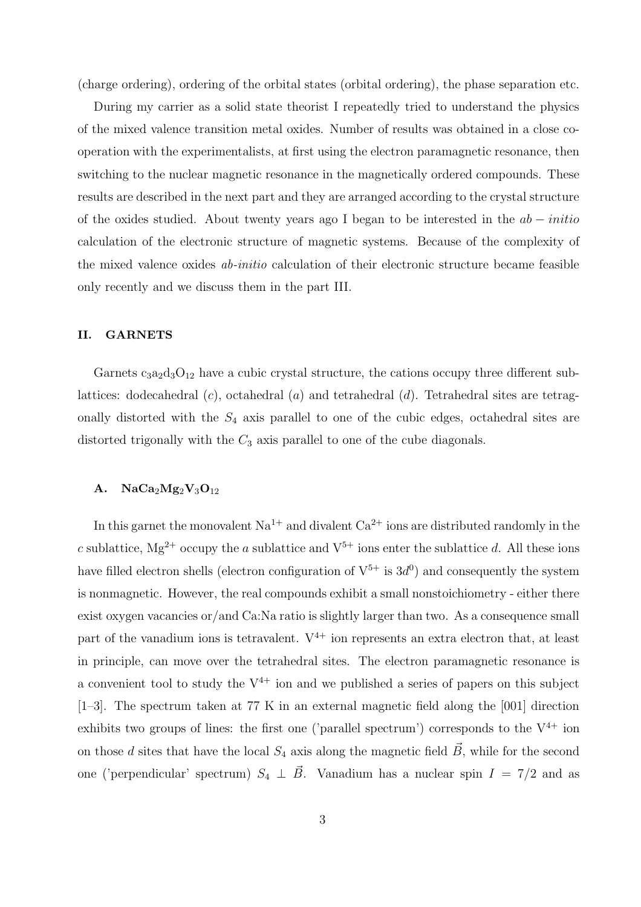(charge ordering), ordering of the orbital states (orbital ordering), the phase separation etc.

During my carrier as a solid state theorist I repeatedly tried to understand the physics of the mixed valence transition metal oxides. Number of results was obtained in a close co-operation with the experimentalists, at first using the electron paramagnetic resonance, then switching to the nuclear magnetic resonance in the magnetically ordered compounds. These results are described in the next part and they are arranged according to the crystal structure of the oxides studied. About twenty years ago I began to be interested in the $ab-initio$ calculation of the electronic structure of magnetic systems. Because of the complexity of the mixed valence oxides *ab-initio* calculation of their electronic structure became feasible only recently and we discuss them in the part III.

## II. GARNETS

Garnets $c_3a_2d_3O_{12}$ have a cubic crystal structure, the cations occupy three different sublattices: dodecahedral ($c$), octahedral ($a$) and tetrahedral ($d$). Tetrahedral sites are tetragonally distorted with the $S_4$ axis parallel to one of the cubic edges, octahedral sites are distorted trigonally with the $C_3$ axis parallel to one of the cube diagonals.

### A. $NaCa_2Mg_2V_3O_{12}$

In this garnet the monovalent $Na^{1+}$ and divalent $Ca^{2+}$ ions are distributed randomly in the $c$ sublattice, $Mg^{2+}$ occupy the $a$ sublattice and $V^{5+}$ ions enter the sublattice $d$. All these ions have filled electron shells (electron configuration of $V^{5+}$ is $3d^0$) and consequently the system is nonmagnetic. However, the real compounds exhibit a small nonstoichiometry - either there exist oxygen vacancies or/and Ca:Na ratio is slightly larger than two. As a consequence small part of the vanadium ions is tetravalent. $V^{4+}$ ion represents an extra electron that, at least in principle, can move over the tetrahedral sites. The electron paramagnetic resonance is a convenient tool to study the $V^{4+}$ ion and we published a series of papers on this subject [1–3]. The spectrum taken at 77 K in an external magnetic field along the [001] direction exhibits two groups of lines: the first one ('parallel spectrum') corresponds to the $V^{4+}$ ion on those $d$ sites that have the local $S_4$ axis along the magnetic field $\vec{B}$, while for the second one ('perpendicular' spectrum) $S_4 \perp \vec{B}$. Vanadium has a nuclear spin $I = 7/2$ and as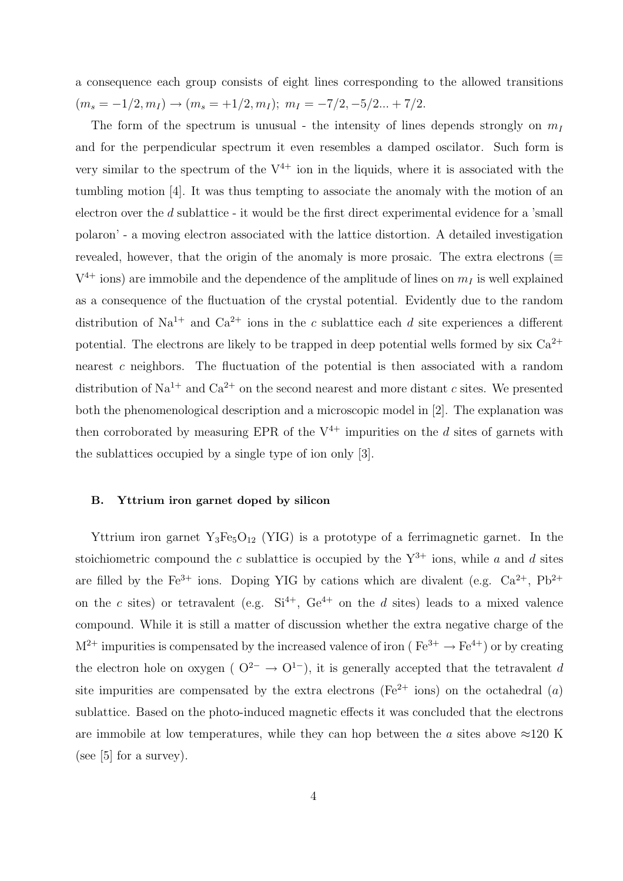a consequence each group consists of eight lines corresponding to the allowed transitions $(m_s = -1/2, m_I) \rightarrow (m_s = +1/2, m_I);\; m_I = -7/2, -5/2... + 7/2$.

The form of the spectrum is unusual - the intensity of lines depends strongly on $m_I$ and for the perpendicular spectrum it even resembles a damped oscilator. Such form is very similar to the spectrum of the $V^{4+}$ ion in the liquids, where it is associated with the tumbling motion [4]. It was thus tempting to associate the anomaly with the motion of an electron over the $d$ sublattice - it would be the first direct experimental evidence for a 'small polaron' - a moving electron associated with the lattice distortion. A detailed investigation revealed, however, that the origin of the anomaly is more prosaic. The extra electrons ($\equiv$ $V^{4+}$ ions) are immobile and the dependence of the amplitude of lines on $m_I$ is well explained as a consequence of the fluctuation of the crystal potential. Evidently due to the random distribution of $Na^{1+}$ and $Ca^{2+}$ ions in the $c$ sublattice each $d$ site experiences a different potential. The electrons are likely to be trapped in deep potential wells formed by six $Ca^{2+}$ nearest $c$ neighbors. The fluctuation of the potential is then associated with a random distribution of $Na^{1+}$ and $Ca^{2+}$ on the second nearest and more distant $c$ sites. We presented both the phenomenological description and a microscopic model in [2]. The explanation was then corroborated by measuring EPR of the $V^{4+}$ impurities on the $d$ sites of garnets with the sublattices occupied by a single type of ion only [3].

### B. Yttrium iron garnet doped by silicon

Yttrium iron garnet $Y_3Fe_5O_{12}$ (YIG) is a prototype of a ferrimagnetic garnet. In the stoichiometric compound the $c$ sublattice is occupied by the $Y^{3+}$ ions, while $a$ and $d$ sites are filled by the $Fe^{3+}$ ions. Doping YIG by cations which are divalent (e.g. $Ca^{2+}$, $Pb^{2+}$ on the $c$ sites) or tetravalent (e.g. $Si^{4+}$, $Ge^{4+}$ on the $d$ sites) leads to a mixed valence compound. While it is still a matter of discussion whether the extra negative charge of the $M^{2+}$ impurities is compensated by the increased valence of iron ( $Fe^{3+} \rightarrow Fe^{4+}$) or by creating the electron hole on oxygen ( $O^{2-} \rightarrow O^{1-}$), it is generally accepted that the tetravalent $d$ site impurities are compensated by the extra electrons ($Fe^{2+}$ ions) on the octahedral ($a$) sublattice. Based on the photo-induced magnetic effects it was concluded that the electrons are immobile at low temperatures, while they can hop between the $a$ sites above $\approx$120 K (see [5] for a survey).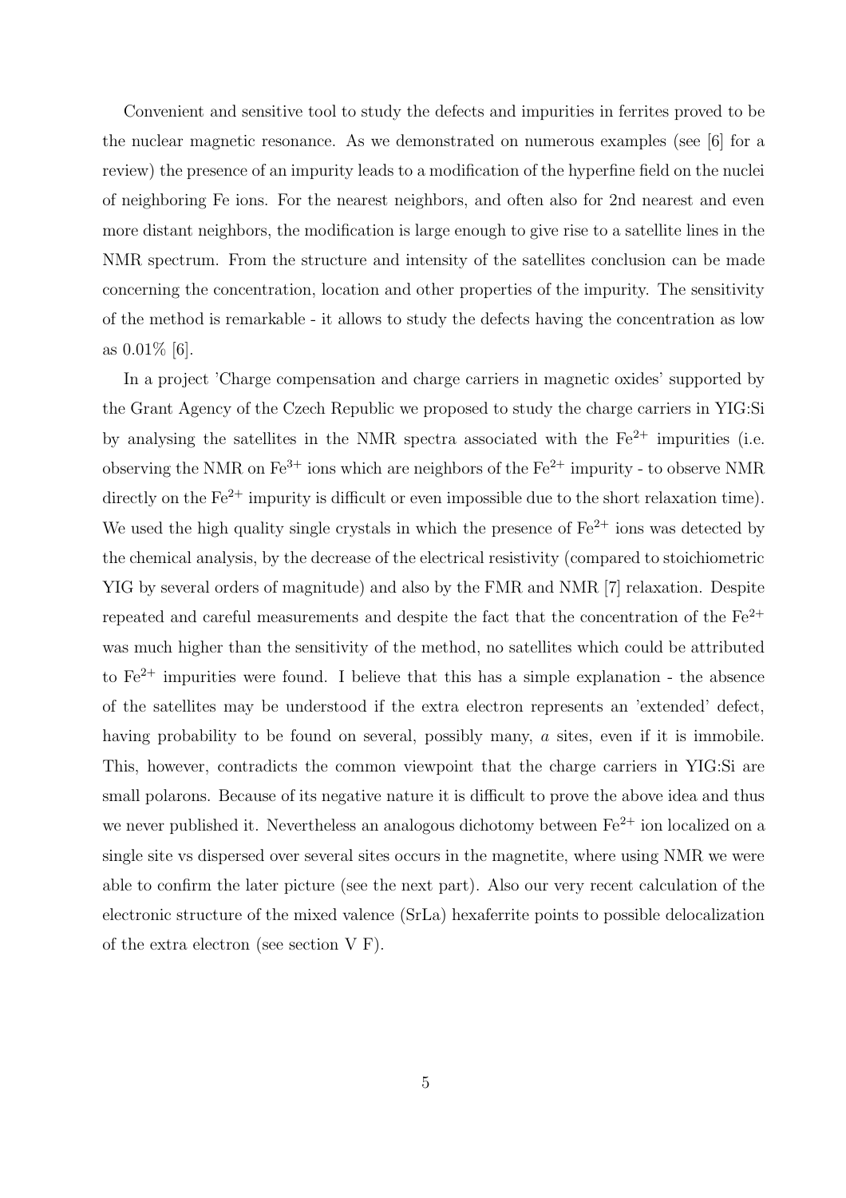Convenient and sensitive tool to study the defects and impurities in ferrites proved to be the nuclear magnetic resonance. As we demonstrated on numerous examples (see [6] for a review) the presence of an impurity leads to a modification of the hyperfine field on the nuclei of neighboring Fe ions. For the nearest neighbors, and often also for 2nd nearest and even more distant neighbors, the modification is large enough to give rise to a satellite lines in the NMR spectrum. From the structure and intensity of the satellites conclusion can be made concerning the concentration, location and other properties of the impurity. The sensitivity of the method is remarkable - it allows to study the defects having the concentration as low as 0.01% [6].

In a project 'Charge compensation and charge carriers in magnetic oxides' supported by the Grant Agency of the Czech Republic we proposed to study the charge carriers in YIG:Si by analysing the satellites in the NMR spectra associated with the $Fe^{2+}$ impurities (i.e. observing the NMR on $Fe^{3+}$ ions which are neighbors of the $Fe^{2+}$ impurity - to observe NMR directly on the $Fe^{2+}$ impurity is difficult or even impossible due to the short relaxation time). We used the high quality single crystals in which the presence of $Fe^{2+}$ ions was detected by the chemical analysis, by the decrease of the electrical resistivity (compared to stoichiometric YIG by several orders of magnitude) and also by the FMR and NMR [7] relaxation. Despite repeated and careful measurements and despite the fact that the concentration of the $Fe^{2+}$ was much higher than the sensitivity of the method, no satellites which could be attributed to $Fe^{2+}$ impurities were found. I believe that this has a simple explanation - the absence of the satellites may be understood if the extra electron represents an 'extended' defect, having probability to be found on several, possibly many, *a* sites, even if it is immobile. This, however, contradicts the common viewpoint that the charge carriers in YIG:Si are small polarons. Because of its negative nature it is difficult to prove the above idea and thus we never published it. Nevertheless an analogous dichotomy between $Fe^{2+}$ ion localized on a single site vs dispersed over several sites occurs in the magnetite, where using NMR we were able to confirm the later picture (see the next part). Also our very recent calculation of the electronic structure of the mixed valence (SrLa) hexaferrite points to possible delocalization of the extra electron (see section V F).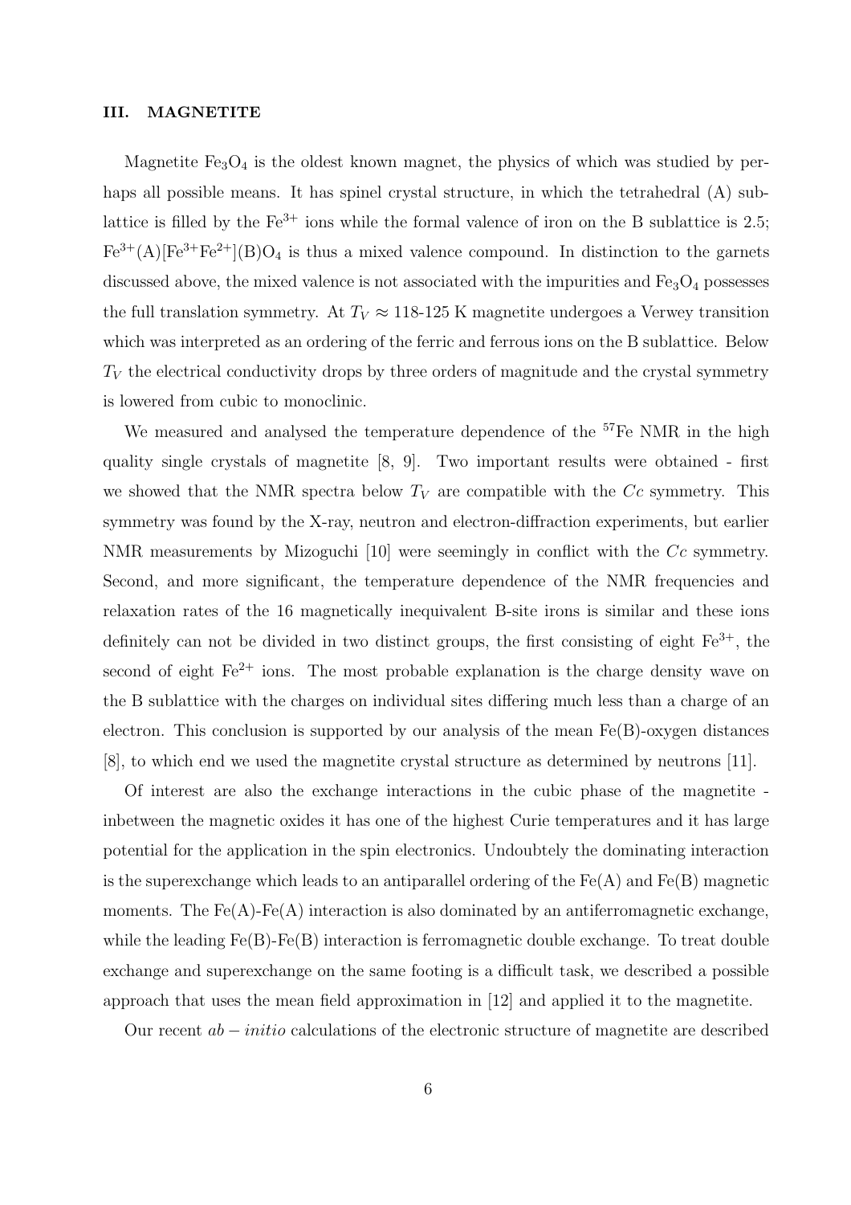### III. MAGNETITE

Magnetite $Fe_3O_4$ is the oldest known magnet, the physics of which was studied by perhaps all possible means. It has spinel crystal structure, in which the tetrahedral (A) sublattice is filled by the $Fe^{3+}$ ions while the formal valence of iron on the B sublattice is 2.5; $Fe^{3+}(A)[Fe^{3+}Fe^{2+}](B)O_4$ is thus a mixed valence compound. In distinction to the garnets discussed above, the mixed valence is not associated with the impurities and $Fe_3O_4$ possesses the full translation symmetry. At $T_V \approx$ 118-125 K magnetite undergoes a Verwey transition which was interpreted as an ordering of the ferric and ferrous ions on the B sublattice. Below $T_V$ the electrical conductivity drops by three orders of magnitude and the crystal symmetry is lowered from cubic to monoclinic.

We measured and analysed the temperature dependence of the $^{57}$Fe NMR in the high quality single crystals of magnetite [8, 9]. Two important results were obtained - first we showed that the NMR spectra below $T_V$ are compatible with the $Cc$ symmetry. This symmetry was found by the X-ray, neutron and electron-diffraction experiments, but earlier NMR measurements by Mizoguchi [10] were seemingly in conflict with the $Cc$ symmetry. Second, and more significant, the temperature dependence of the NMR frequencies and relaxation rates of the 16 magnetically inequivalent B-site irons is similar and these ions definitely can not be divided in two distinct groups, the first consisting of eight $Fe^{3+}$, the second of eight $Fe^{2+}$ ions. The most probable explanation is the charge density wave on the B sublattice with the charges on individual sites differing much less than a charge of an electron. This conclusion is supported by our analysis of the mean Fe(B)-oxygen distances [8], to which end we used the magnetite crystal structure as determined by neutrons [11].

Of interest are also the exchange interactions in the cubic phase of the magnetite - inbetween the magnetic oxides it has one of the highest Curie temperatures and it has large potential for the application in the spin electronics. Undoubtely the dominating interaction is the superexchange which leads to an antiparallel ordering of the Fe(A) and Fe(B) magnetic moments. The Fe(A)-Fe(A) interaction is also dominated by an antiferromagnetic exchange, while the leading Fe(B)-Fe(B) interaction is ferromagnetic double exchange. To treat double exchange and superexchange on the same footing is a difficult task, we described a possible approach that uses the mean field approximation in [12] and applied it to the magnetite.

Our recent $ab-initio$ calculations of the electronic structure of magnetite are described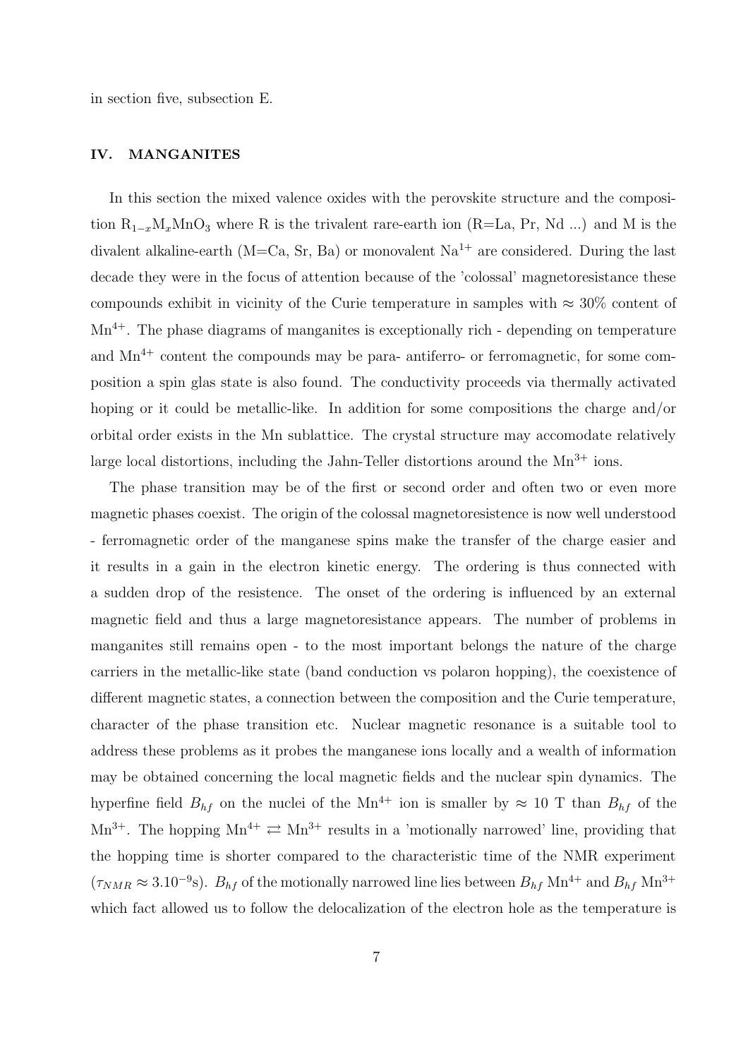in section five, subsection E.

## IV. MANGANITES

In this section the mixed valence oxides with the perovskite structure and the composition $R_{1-x}M_xMnO_3$ where R is the trivalent rare-earth ion (R=La, Pr, Nd ...) and M is the divalent alkaline-earth (M=Ca, Sr, Ba) or monovalent $Na^{1+}$ are considered. During the last decade they were in the focus of attention because of the 'colossal' magnetoresistance these compounds exhibit in vicinity of the Curie temperature in samples with $\approx 30\%$ content of $Mn^{4+}$. The phase diagrams of manganites is exceptionally rich - depending on temperature and $Mn^{4+}$ content the compounds may be para- antiferro- or ferromagnetic, for some composition a spin glas state is also found. The conductivity proceeds via thermally activated hoping or it could be metallic-like. In addition for some compositions the charge and/or orbital order exists in the Mn sublattice. The crystal structure may accomodate relatively large local distortions, including the Jahn-Teller distortions around the $Mn^{3+}$ ions.

The phase transition may be of the first or second order and often two or even more magnetic phases coexist. The origin of the colossal magnetoresistence is now well understood - ferromagnetic order of the manganese spins make the transfer of the charge easier and it results in a gain in the electron kinetic energy. The ordering is thus connected with a sudden drop of the resistence. The onset of the ordering is influenced by an external magnetic field and thus a large magnetoresistance appears. The number of problems in manganites still remains open - to the most important belongs the nature of the charge carriers in the metallic-like state (band conduction vs polaron hopping), the coexistence of different magnetic states, a connection between the composition and the Curie temperature, character of the phase transition etc. Nuclear magnetic resonance is a suitable tool to address these problems as it probes the manganese ions locally and a wealth of information may be obtained concerning the local magnetic fields and the nuclear spin dynamics. The hyperfine field $B_{hf}$ on the nuclei of the $Mn^{4+}$ ion is smaller by $\approx 10$ T than $B_{hf}$ of the $Mn^{3+}$. The hopping $Mn^{4+} \rightleftarrows Mn^{3+}$ results in a 'motionally narrowed' line, providing that the hopping time is shorter compared to the characteristic time of the NMR experiment ($\tau_{NMR} \approx 3.10^{-9}$s). $B_{hf}$ of the motionally narrowed line lies between $B_{hf}$ $Mn^{4+}$ and $B_{hf}$ $Mn^{3+}$ which fact allowed us to follow the delocalization of the electron hole as the temperature is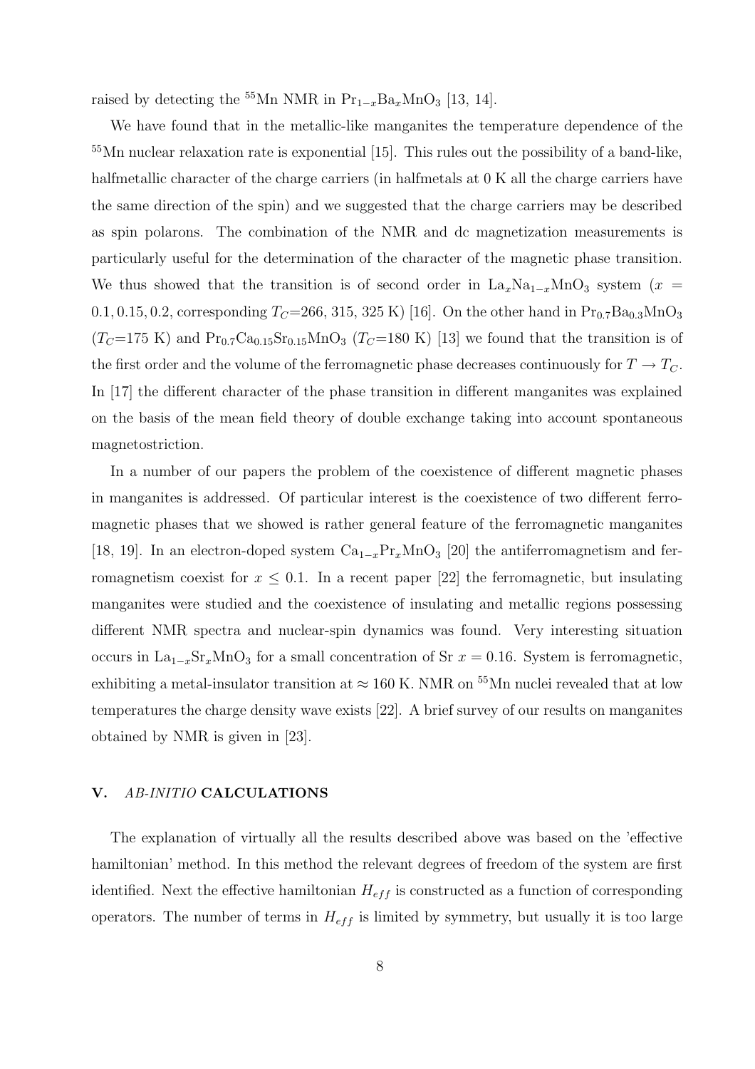raised by detecting the $^{55}$Mn NMR in $Pr_{1-x}Ba_xMnO_3$ [13, 14].

We have found that in the metallic-like manganites the temperature dependence of the $^{55}$Mn nuclear relaxation rate is exponential [15]. This rules out the possibility of a band-like, halfmetallic character of the charge carriers (in halfmetals at 0 K all the charge carriers have the same direction of the spin) and we suggested that the charge carriers may be described as spin polarons. The combination of the NMR and dc magnetization measurements is particularly useful for the determination of the character of the magnetic phase transition. We thus showed that the transition is of second order in $La_xNa_{1-x}MnO_3$ system ($x = 0.1, 0.15, 0.2$, corresponding $T_C$=266, 315, 325 K) [16]. On the other hand in $Pr_{0.7}Ba_{0.3}MnO_3$ ($T_C$=175 K) and $Pr_{0.7}Ca_{0.15}Sr_{0.15}MnO_3$ ($T_C$=180 K) [13] we found that the transition is of the first order and the volume of the ferromagnetic phase decreases continuously for $T \to T_C$. In [17] the different character of the phase transition in different manganites was explained on the basis of the mean field theory of double exchange taking into account spontaneous magnetostriction.

In a number of our papers the problem of the coexistence of different magnetic phases in manganites is addressed. Of particular interest is the coexistence of two different ferromagnetic phases that we showed is rather general feature of the ferromagnetic manganites [18, 19]. In an electron-doped system $Ca_{1-x}Pr_xMnO_3$ [20] the antiferromagnetism and ferromagnetism coexist for $x \leq 0.1$. In a recent paper [22] the ferromagnetic, but insulating manganites were studied and the coexistence of insulating and metallic regions possessing different NMR spectra and nuclear-spin dynamics was found. Very interesting situation occurs in $La_{1-x}Sr_xMnO_3$ for a small concentration of Sr $x = 0.16$. System is ferromagnetic, exhibiting a metal-insulator transition at $\approx 160$ K. NMR on $^{55}$Mn nuclei revealed that at low temperatures the charge density wave exists [22]. A brief survey of our results on manganites obtained by NMR is given in [23].

## V. *AB-INITIO* CALCULATIONS

The explanation of virtually all the results described above was based on the 'effective hamiltonian' method. In this method the relevant degrees of freedom of the system are first identified. Next the effective hamiltonian $H_{eff}$ is constructed as a function of corresponding operators. The number of terms in $H_{eff}$ is limited by symmetry, but usually it is too large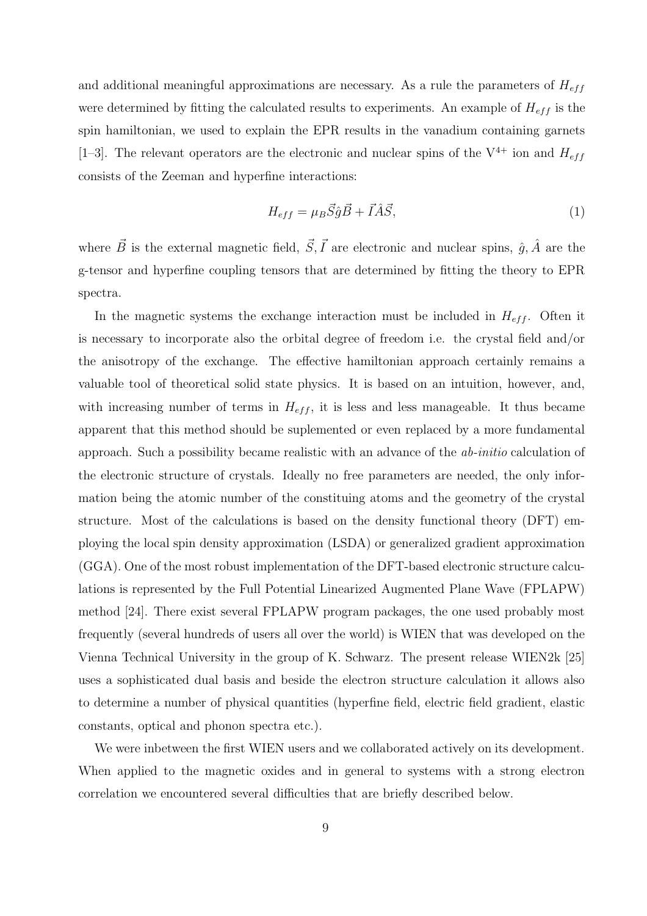and additional meaningful approximations are necessary. As a rule the parameters of $H_{eff}$ were determined by fitting the calculated results to experiments. An example of $H_{eff}$ is the spin hamiltonian, we used to explain the EPR results in the vanadium containing garnets [1–3]. The relevant operators are the electronic and nuclear spins of the $V^{4+}$ ion and $H_{eff}$ consists of the Zeeman and hyperfine interactions:

$$H_{eff} = \mu_B \vec{S}\hat{g}\vec{B} + \vec{I}\hat{A}\vec{S}, \tag{1}$$

where $\vec{B}$ is the external magnetic field, $\vec{S}, \vec{I}$ are electronic and nuclear spins, $\hat{g}, \hat{A}$ are the g-tensor and hyperfine coupling tensors that are determined by fitting the theory to EPR spectra.

In the magnetic systems the exchange interaction must be included in $H_{eff}$. Often it is necessary to incorporate also the orbital degree of freedom i.e. the crystal field and/or the anisotropy of the exchange. The effective hamiltonian approach certainly remains a valuable tool of theoretical solid state physics. It is based on an intuition, however, and, with increasing number of terms in $H_{eff}$, it is less and less manageable. It thus became apparent that this method should be suplemented or even replaced by a more fundamental approach. Such a possibility became realistic with an advance of the *ab-initio* calculation of the electronic structure of crystals. Ideally no free parameters are needed, the only information being the atomic number of the constituing atoms and the geometry of the crystal structure. Most of the calculations is based on the density functional theory (DFT) employing the local spin density approximation (LSDA) or generalized gradient approximation (GGA). One of the most robust implementation of the DFT-based electronic structure calculations is represented by the Full Potential Linearized Augmented Plane Wave (FPLAPW) method [24]. There exist several FPLAPW program packages, the one used probably most frequently (several hundreds of users all over the world) is WIEN that was developed on the Vienna Technical University in the group of K. Schwarz. The present release WIEN2k [25] uses a sophisticated dual basis and beside the electron structure calculation it allows also to determine a number of physical quantities (hyperfine field, electric field gradient, elastic constants, optical and phonon spectra etc.).

We were inbetween the first WIEN users and we collaborated actively on its development. When applied to the magnetic oxides and in general to systems with a strong electron correlation we encountered several difficulties that are briefly described below.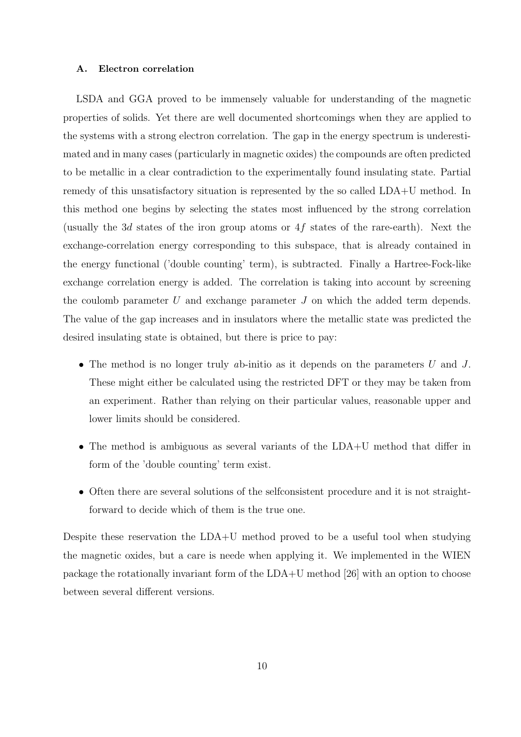### A. Electron correlation

LSDA and GGA proved to be immensely valuable for understanding of the magnetic properties of solids. Yet there are well documented shortcomings when they are applied to the systems with a strong electron correlation. The gap in the energy spectrum is underestimated and in many cases (particularly in magnetic oxides) the compounds are often predicted to be metallic in a clear contradiction to the experimentally found insulating state. Partial remedy of this unsatisfactory situation is represented by the so called LDA+U method. In this method one begins by selecting the states most influenced by the strong correlation (usually the $3d$ states of the iron group atoms or $4f$ states of the rare-earth). Next the exchange-correlation energy corresponding to this subspace, that is already contained in the energy functional ('double counting' term), is subtracted. Finally a Hartree-Fock-like exchange correlation energy is added. The correlation is taking into account by screening the coulomb parameter $U$ and exchange parameter $J$ on which the added term depends. The value of the gap increases and in insulators where the metallic state was predicted the desired insulating state is obtained, but there is price to pay:

- The method is no longer truly *a*b-initio as it depends on the parameters $U$ and $J$. These might either be calculated using the restricted DFT or they may be taken from an experiment. Rather than relying on their particular values, reasonable upper and lower limits should be considered.
- The method is ambiguous as several variants of the LDA+U method that differ in form of the 'double counting' term exist.
- Often there are several solutions of the selfconsistent procedure and it is not straightforward to decide which of them is the true one.

Despite these reservation the LDA+U method proved to be a useful tool when studying the magnetic oxides, but a care is neede when applying it. We implemented in the WIEN package the rotationally invariant form of the LDA+U method [26] with an option to choose between several different versions.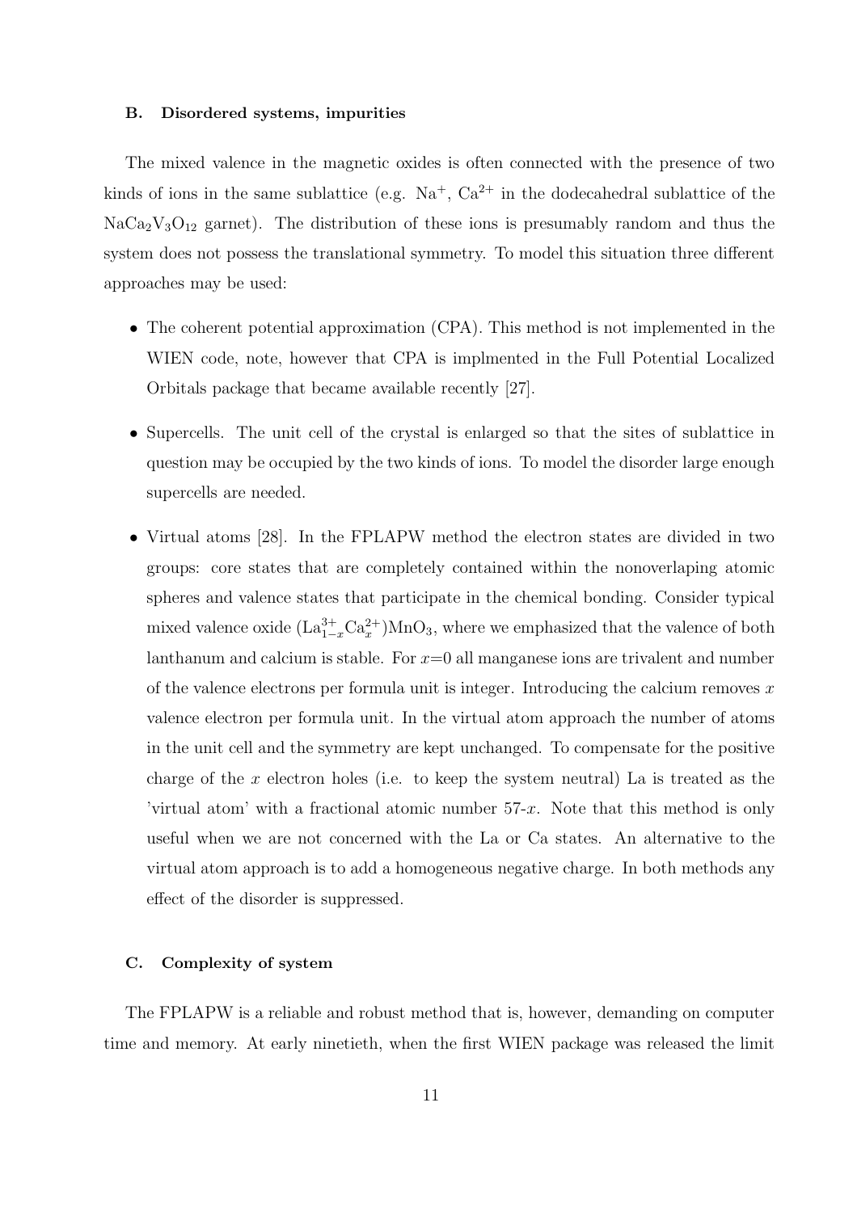### B. Disordered systems, impurities

The mixed valence in the magnetic oxides is often connected with the presence of two kinds of ions in the same sublattice (e.g. $Na^{+}$, $Ca^{2+}$ in the dodecahedral sublattice of the $NaCa_2V_3O_{12}$ garnet). The distribution of these ions is presumably random and thus the system does not possess the translational symmetry. To model this situation three different approaches may be used:

- The coherent potential approximation (CPA). This method is not implemented in the WIEN code, note, however that CPA is implmented in the Full Potential Localized Orbitals package that became available recently [27].
- Supercells. The unit cell of the crystal is enlarged so that the sites of sublattice in question may be occupied by the two kinds of ions. To model the disorder large enough supercells are needed.
- Virtual atoms [28]. In the FPLAPW method the electron states are divided in two groups: core states that are completely contained within the nonoverlaping atomic spheres and valence states that participate in the chemical bonding. Consider typical mixed valence oxide $(La^{3+}_{1-x}Ca^{2+}_{x})MnO_3$, where we emphasized that the valence of both lanthanum and calcium is stable. For $x$=0 all manganese ions are trivalent and number of the valence electrons per formula unit is integer. Introducing the calcium removes $x$ valence electron per formula unit. In the virtual atom approach the number of atoms in the unit cell and the symmetry are kept unchanged. To compensate for the positive charge of the $x$ electron holes (i.e. to keep the system neutral) La is treated as the 'virtual atom' with a fractional atomic number 57-$x$. Note that this method is only useful when we are not concerned with the La or Ca states. An alternative to the virtual atom approach is to add a homogeneous negative charge. In both methods any effect of the disorder is suppressed.

### C. Complexity of system

The FPLAPW is a reliable and robust method that is, however, demanding on computer time and memory. At early ninetieth, when the first WIEN package was released the limit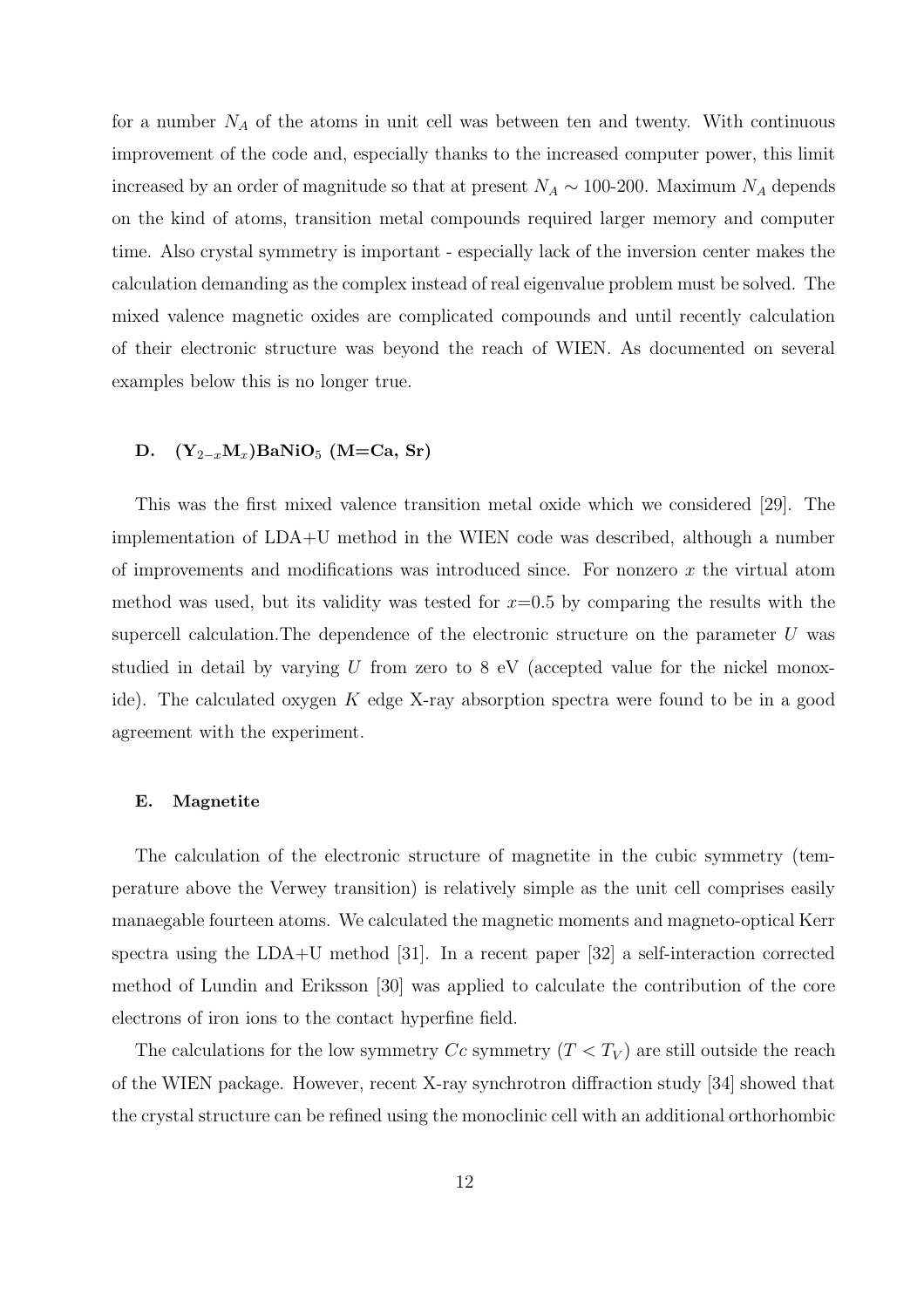for a number $N_A$ of the atoms in unit cell was between ten and twenty. With continuous improvement of the code and, especially thanks to the increased computer power, this limit increased by an order of magnitude so that at present $N_A \sim$ 100-200. Maximum $N_A$ depends on the kind of atoms, transition metal compounds required larger memory and computer time. Also crystal symmetry is important - especially lack of the inversion center makes the calculation demanding as the complex instead of real eigenvalue problem must be solved. The mixed valence magnetic oxides are complicated compounds and until recently calculation of their electronic structure was beyond the reach of WIEN. As documented on several examples below this is no longer true.

### D. $(Y_{2-x}M_x)BaNiO_5$ (M=Ca, Sr)

This was the first mixed valence transition metal oxide which we considered [29]. The implementation of LDA+U method in the WIEN code was described, although a number of improvements and modifications was introduced since. For nonzero $x$ the virtual atom method was used, but its validity was tested for $x$=0.5 by comparing the results with the supercell calculation.The dependence of the electronic structure on the parameter $U$ was studied in detail by varying $U$ from zero to 8 eV (accepted value for the nickel monoxide). The calculated oxygen $K$ edge X-ray absorption spectra were found to be in a good agreement with the experiment.

### E. Magnetite

The calculation of the electronic structure of magnetite in the cubic symmetry (temperature above the Verwey transition) is relatively simple as the unit cell comprises easily manaegable fourteen atoms. We calculated the magnetic moments and magneto-optical Kerr spectra using the LDA+U method [31]. In a recent paper [32] a self-interaction corrected method of Lundin and Eriksson [30] was applied to calculate the contribution of the core electrons of iron ions to the contact hyperfine field.

The calculations for the low symmetry $Cc$ symmetry ($T < T_V$) are still outside the reach of the WIEN package. However, recent X-ray synchrotron diffraction study [34] showed that the crystal structure can be refined using the monoclinic cell with an additional orthorhombic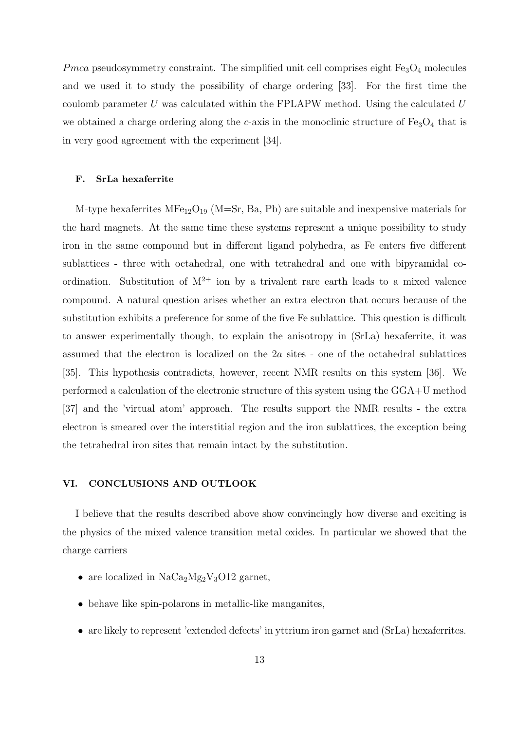*Pmca* pseudosymmetry constraint. The simplified unit cell comprises eight $Fe_3O_4$ molecules and we used it to study the possibility of charge ordering [33]. For the first time the coulomb parameter $U$ was calculated within the FPLAPW method. Using the calculated $U$ we obtained a charge ordering along the $c$-axis in the monoclinic structure of $Fe_3O_4$ that is in very good agreement with the experiment [34].

### F. SrLa hexaferrite

M-type hexaferrites $MFe_{12}O_{19}$ (M=Sr, Ba, Pb) are suitable and inexpensive materials for the hard magnets. At the same time these systems represent a unique possibility to study iron in the same compound but in different ligand polyhedra, as Fe enters five different sublattices - three with octahedral, one with tetrahedral and one with bipyramidal coordination. Substitution of $M^{2+}$ ion by a trivalent rare earth leads to a mixed valence compound. A natural question arises whether an extra electron that occurs because of the substitution exhibits a preference for some of the five Fe sublattice. This question is difficult to answer experimentally though, to explain the anisotropy in (SrLa) hexaferrite, it was assumed that the electron is localized on the $2a$ sites - one of the octahedral sublattices [35]. This hypothesis contradicts, however, recent NMR results on this system [36]. We performed a calculation of the electronic structure of this system using the GGA+U method [37] and the 'virtual atom' approach. The results support the NMR results - the extra electron is smeared over the interstitial region and the iron sublattices, the exception being the tetrahedral iron sites that remain intact by the substitution.

## VI. CONCLUSIONS AND OUTLOOK

I believe that the results described above show convincingly how diverse and exciting is the physics of the mixed valence transition metal oxides. In particular we showed that the charge carriers

- are localized in $NaCa_2Mg_2V_3O12$ garnet,
- behave like spin-polarons in metallic-like manganites,
- are likely to represent 'extended defects' in yttrium iron garnet and (SrLa) hexaferrites.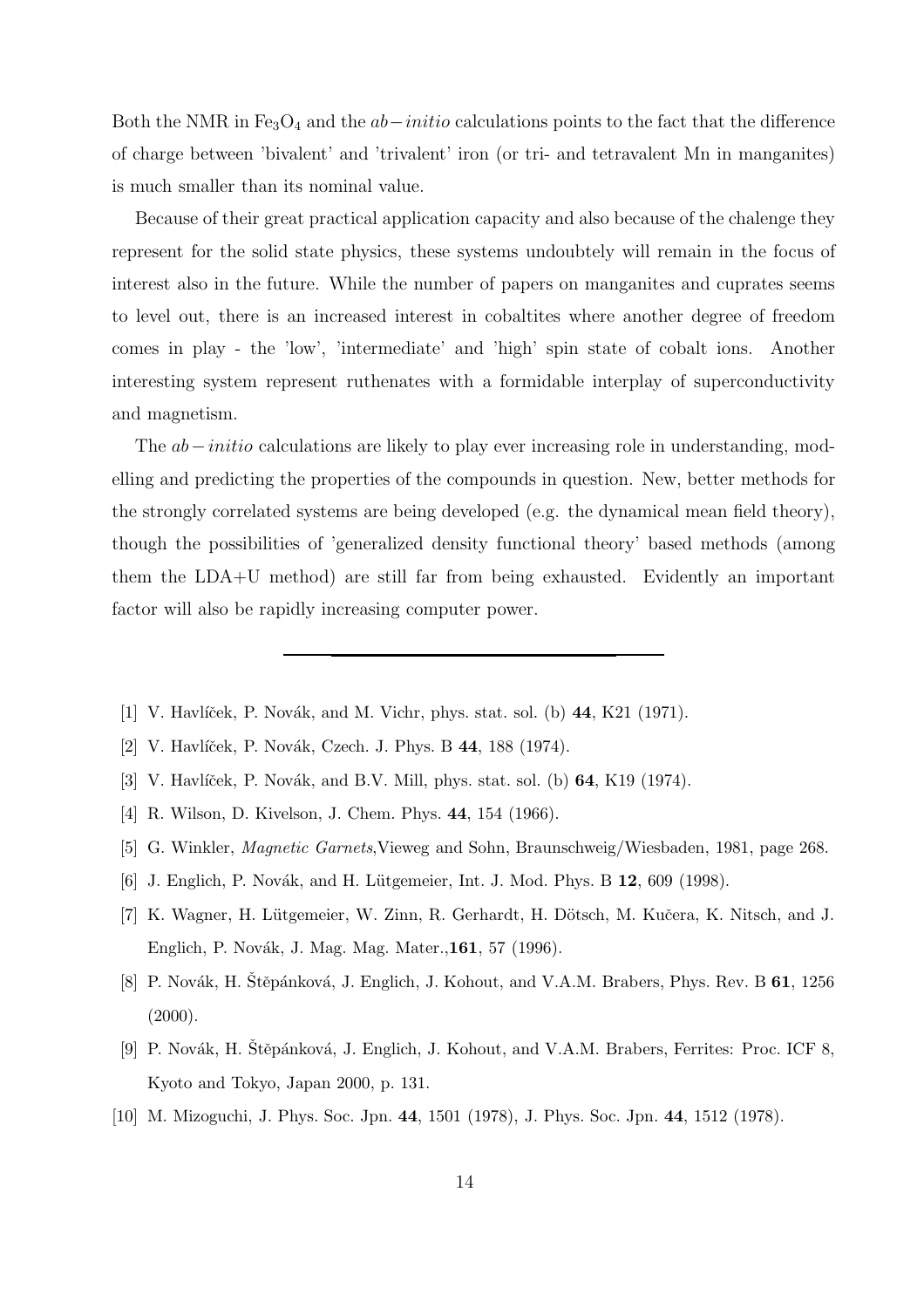Both the NMR in $Fe_3O_4$ and the $ab-initio$ calculations points to the fact that the difference of charge between 'bivalent' and 'trivalent' iron (or tri- and tetravalent Mn in manganites) is much smaller than its nominal value.

Because of their great practical application capacity and also because of the chalenge they represent for the solid state physics, these systems undoubtely will remain in the focus of interest also in the future. While the number of papers on manganites and cuprates seems to level out, there is an increased interest in cobaltites where another degree of freedom comes in play - the 'low', 'intermediate' and 'high' spin state of cobalt ions. Another interesting system represent ruthenates with a formidable interplay of superconductivity and magnetism.

The $ab-initio$ calculations are likely to play ever increasing role in understanding, modelling and predicting the properties of the compounds in question. New, better methods for the strongly correlated systems are being developed (e.g. the dynamical mean field theory), though the possibilities of 'generalized density functional theory' based methods (among them the LDA+U method) are still far from being exhausted. Evidently an important factor will also be rapidly increasing computer power.

---

[1] V. Havlíček, P. Novák, and M. Vichr, phys. stat. sol. (b) **44**, K21 (1971).

[2] V. Havlíček, P. Novák, Czech. J. Phys. B **44**, 188 (1974).

[3] V. Havlíček, P. Novák, and B.V. Mill, phys. stat. sol. (b) **64**, K19 (1974).

[4] R. Wilson, D. Kivelson, J. Chem. Phys. **44**, 154 (1966).

[5] G. Winkler, *Magnetic Garnets*,Vieweg and Sohn, Braunschweig/Wiesbaden, 1981, page 268.

[6] J. Englich, P. Novák, and H. Lütgemeier, Int. J. Mod. Phys. B **12**, 609 (1998).

[7] K. Wagner, H. Lütgemeier, W. Zinn, R. Gerhardt, H. Dötsch, M. Kučera, K. Nitsch, and J. Englich, P. Novák, J. Mag. Mag. Mater.,**161**, 57 (1996).

[8] P. Novák, H. Štěpánková, J. Englich, J. Kohout, and V.A.M. Brabers, Phys. Rev. B **61**, 1256 (2000).

[9] P. Novák, H. Štěpánková, J. Englich, J. Kohout, and V.A.M. Brabers, Ferrites: Proc. ICF 8, Kyoto and Tokyo, Japan 2000, p. 131.

[10] M. Mizoguchi, J. Phys. Soc. Jpn. **44**, 1501 (1978), J. Phys. Soc. Jpn. **44**, 1512 (1978).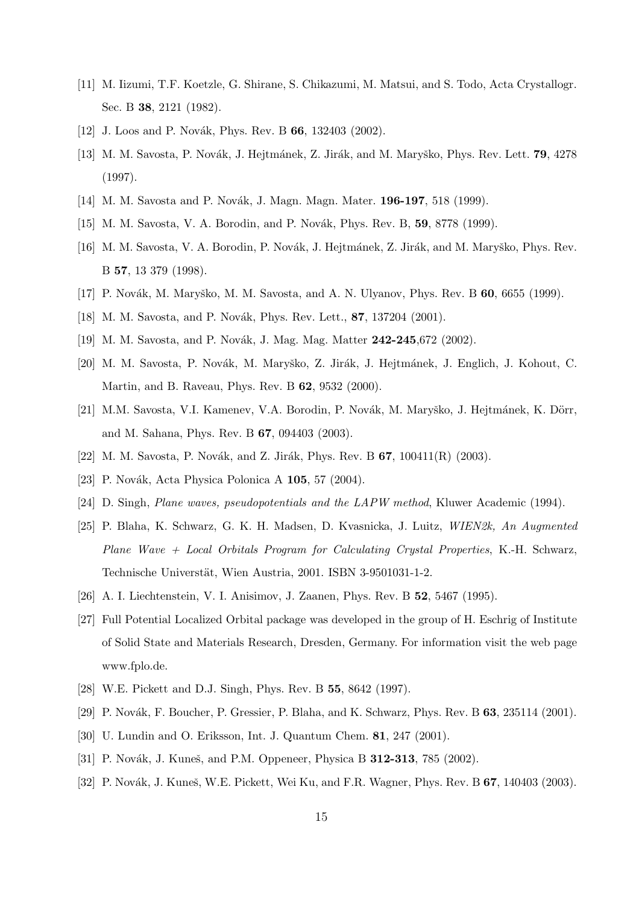[11] M. Iizumi, T.F. Koetzle, G. Shirane, S. Chikazumi, M. Matsui, and S. Todo, Acta Crystallogr. Sec. B **38**, 2121 (1982).

[12] J. Loos and P. Novák, Phys. Rev. B **66**, 132403 (2002).

[13] M. M. Savosta, P. Novák, J. Hejtmánek, Z. Jirák, and M. Maryško, Phys. Rev. Lett. **79**, 4278 (1997).

[14] M. M. Savosta and P. Novák, J. Magn. Magn. Mater. **196-197**, 518 (1999).

[15] M. M. Savosta, V. A. Borodin, and P. Novák, Phys. Rev. B, **59**, 8778 (1999).

[16] M. M. Savosta, V. A. Borodin, P. Novák, J. Hejtmánek, Z. Jirák, and M. Maryško, Phys. Rev. B **57**, 13 379 (1998).

[17] P. Novák, M. Maryško, M. M. Savosta, and A. N. Ulyanov, Phys. Rev. B **60**, 6655 (1999).

[18] M. M. Savosta, and P. Novák, Phys. Rev. Lett., **87**, 137204 (2001).

[19] M. M. Savosta, and P. Novák, J. Mag. Mag. Matter **242-245**,672 (2002).

[20] M. M. Savosta, P. Novák, M. Maryško, Z. Jirák, J. Hejtmánek, J. Englich, J. Kohout, C. Martin, and B. Raveau, Phys. Rev. B **62**, 9532 (2000).

[21] M.M. Savosta, V.I. Kamenev, V.A. Borodin, P. Novák, M. Maryško, J. Hejtmánek, K. Dörr, and M. Sahana, Phys. Rev. B **67**, 094403 (2003).

[22] M. M. Savosta, P. Novák, and Z. Jirák, Phys. Rev. B **67**, 100411(R) (2003).

[23] P. Novák, Acta Physica Polonica A **105**, 57 (2004).

[24] D. Singh, *Plane waves, pseudopotentials and the LAPW method*, Kluwer Academic (1994).

[25] P. Blaha, K. Schwarz, G. K. H. Madsen, D. Kvasnicka, J. Luitz, *WIEN2k, An Augmented Plane Wave + Local Orbitals Program for Calculating Crystal Properties*, K.-H. Schwarz, Technische Universtät, Wien Austria, 2001. ISBN 3-9501031-1-2.

[26] A. I. Liechtenstein, V. I. Anisimov, J. Zaanen, Phys. Rev. B **52**, 5467 (1995).

[27] Full Potential Localized Orbital package was developed in the group of H. Eschrig of Institute of Solid State and Materials Research, Dresden, Germany. For information visit the web page www.fplo.de.

[28] W.E. Pickett and D.J. Singh, Phys. Rev. B **55**, 8642 (1997).

[29] P. Novák, F. Boucher, P. Gressier, P. Blaha, and K. Schwarz, Phys. Rev. B **63**, 235114 (2001).

[30] U. Lundin and O. Eriksson, Int. J. Quantum Chem. **81**, 247 (2001).

[31] P. Novák, J. Kuneš, and P.M. Oppeneer, Physica B **312-313**, 785 (2002).

[32] P. Novák, J. Kuneš, W.E. Pickett, Wei Ku, and F.R. Wagner, Phys. Rev. B **67**, 140403 (2003).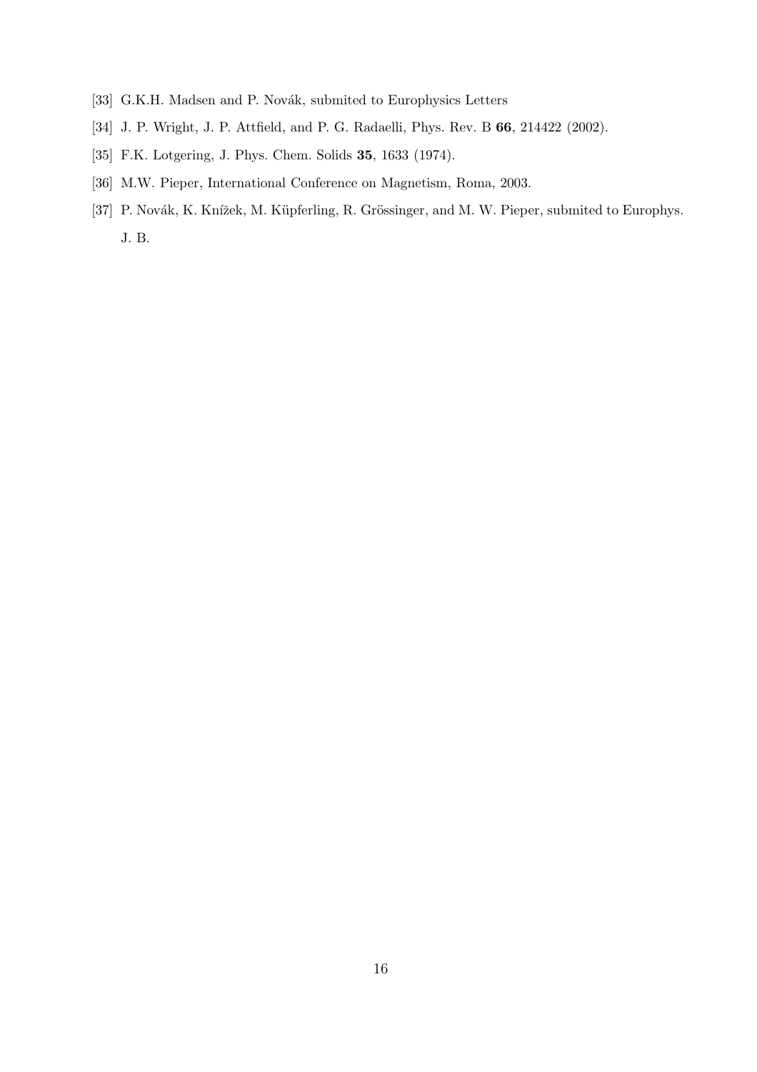[33] G.K.H. Madsen and P. Novák, submited to Europhysics Letters

[34] J. P. Wright, J. P. Attfield, and P. G. Radaelli, Phys. Rev. B **66**, 214422 (2002).

[35] F.K. Lotgering, J. Phys. Chem. Solids **35**, 1633 (1974).

[36] M.W. Pieper, International Conference on Magnetism, Roma, 2003.

[37] P. Novák, K. Knížek, M. Küpferling, R. Grössinger, and M. W. Pieper, submited to Europhys. J. B.